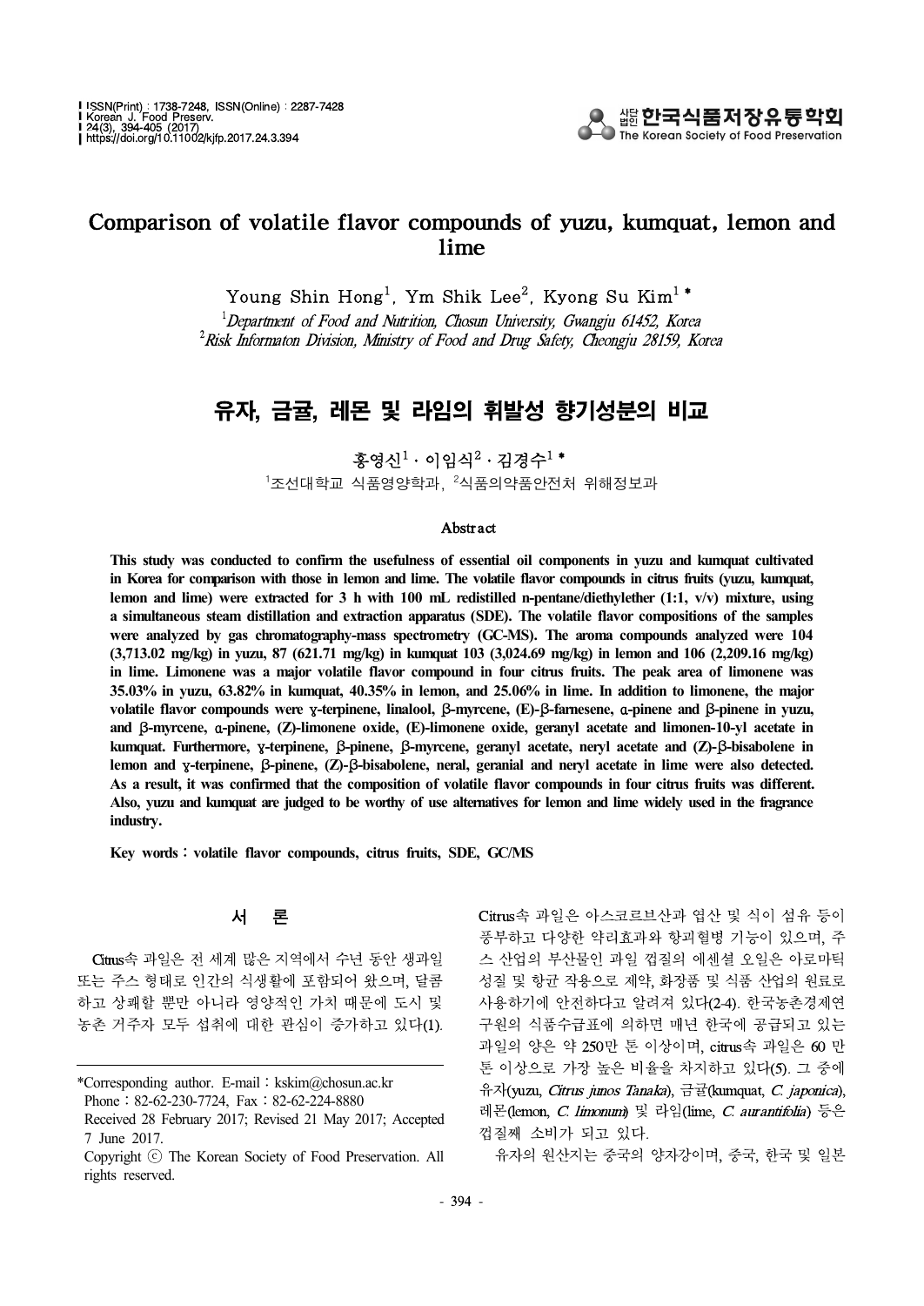# Comparison of volatile flavor compounds of yuzu, kumquat, lemon and lime

Young Shin Hong[1], Ym Shik Lee[2], Kyong Su Kim[1]*

[1]*Department of Food and Nutrition, Chosun University, Gwangju 61452, Korea*
[2]*Risk Informaton Division, Ministry of Food and Drug Safety, Cheongju 28159, Korea*

# 유자, 금귤, 레몬 및 라임의 휘발성 향기성분의 비교

홍영신[1] · 이임식[2] · 김경수[1]*

[1]조선대학교 식품영양학과, [2]식품의약품안전처 위해정보과

### Abstract

**This study was conducted to confirm the usefulness of essential oil components in yuzu and kumquat cultivated in Korea for comparison with those in lemon and lime. The volatile flavor compounds in citrus fruits (yuzu, kumquat, lemon and lime) were extracted for 3 h with 100 mL redistilled n-pentane/diethylether (1:1, v/v) mixture, using a simultaneous steam distillation and extraction apparatus (SDE). The volatile flavor compositions of the samples were analyzed by gas chromatography-mass spectrometry (GC-MS). The aroma compounds analyzed were 104 (3,713.02 mg/kg) in yuzu, 87 (621.71 mg/kg) in kumquat 103 (3,024.69 mg/kg) in lemon and 106 (2,209.16 mg/kg) in lime. Limonene was a major volatile flavor compound in four citrus fruits. The peak area of limonene was 35.03% in yuzu, 63.82% in kumquat, 40.35% in lemon, and 25.06% in lime. In addition to limonene, the major volatile flavor compounds were γ-terpinene, linalool, β-myrcene, (E)-β-farnesene, α-pinene and β-pinene in yuzu, and β-myrcene, α-pinene, (Z)-limonene oxide, (E)-limonene oxide, geranyl acetate and limonen-10-yl acetate in kumquat. Furthermore, γ-terpinene, β-pinene, β-myrcene, geranyl acetate, neryl acetate and (Z)-β-bisabolene in lemon and γ-terpinene, β-pinene, (Z)-β-bisabolene, neral, geranial and neryl acetate in lime were also detected. As a result, it was confirmed that the composition of volatile flavor compounds in four citrus fruits was different. Also, yuzu and kumquat are judged to be worthy of use alternatives for lemon and lime widely used in the fragrance industry.**

**Key words : volatile flavor compounds, citrus fruits, SDE, GC/MS**

## 서 론

Citrus속 과일은 전 세계 많은 지역에서 수년 동안 생과일 또는 주스 형태로 인간의 식생활에 포함되어 왔으며, 달콤하고 상쾌할 뿐만 아니라 영양적인 가치 때문에 도시 및 농촌 거주자 모두 섭취에 대한 관심이 증가하고 있다(1). Citrus속 과일은 아스코르브산과 엽산 및 식이 섬유 등이 풍부하고 다양한 약리효과와 항괴혈병 기능이 있으며, 주스 산업의 부산물인 과일 껍질의 에센셜 오일은 아로마틱 성질 및 항균 작용으로 제약, 화장품 및 식품 산업의 원료로 사용하기에 안전하다고 알려져 있다(2-4). 한국농촌경제연구원의 식품수급표에 의하면 매년 한국에 공급되고 있는 과일의 양은 약 250만 톤 이상이며, citrus속 과일은 60 만톤 이상으로 가장 높은 비율을 차지하고 있다(5). 그 중에 유자(yuzu, *Citrus junos Tanaka*), 금귤(kumquat, *C. japonica*), 레몬(lemon, *C. limonum*) 및 라임(lime, *C. aurantifolia*) 등은 껍질째 소비가 되고 있다.

유자의 원산지는 중국의 양자강이며, 중국, 한국 및 일본

---

*Corresponding author. E-mail : kskim@chosun.ac.kr
Phone : 82-62-230-7724, Fax : 82-62-224-8880
Received 28 February 2017; Revised 21 May 2017; Accepted 7 June 2017.
Copyright ⓒ The Korean Society of Food Preservation. All rights reserved.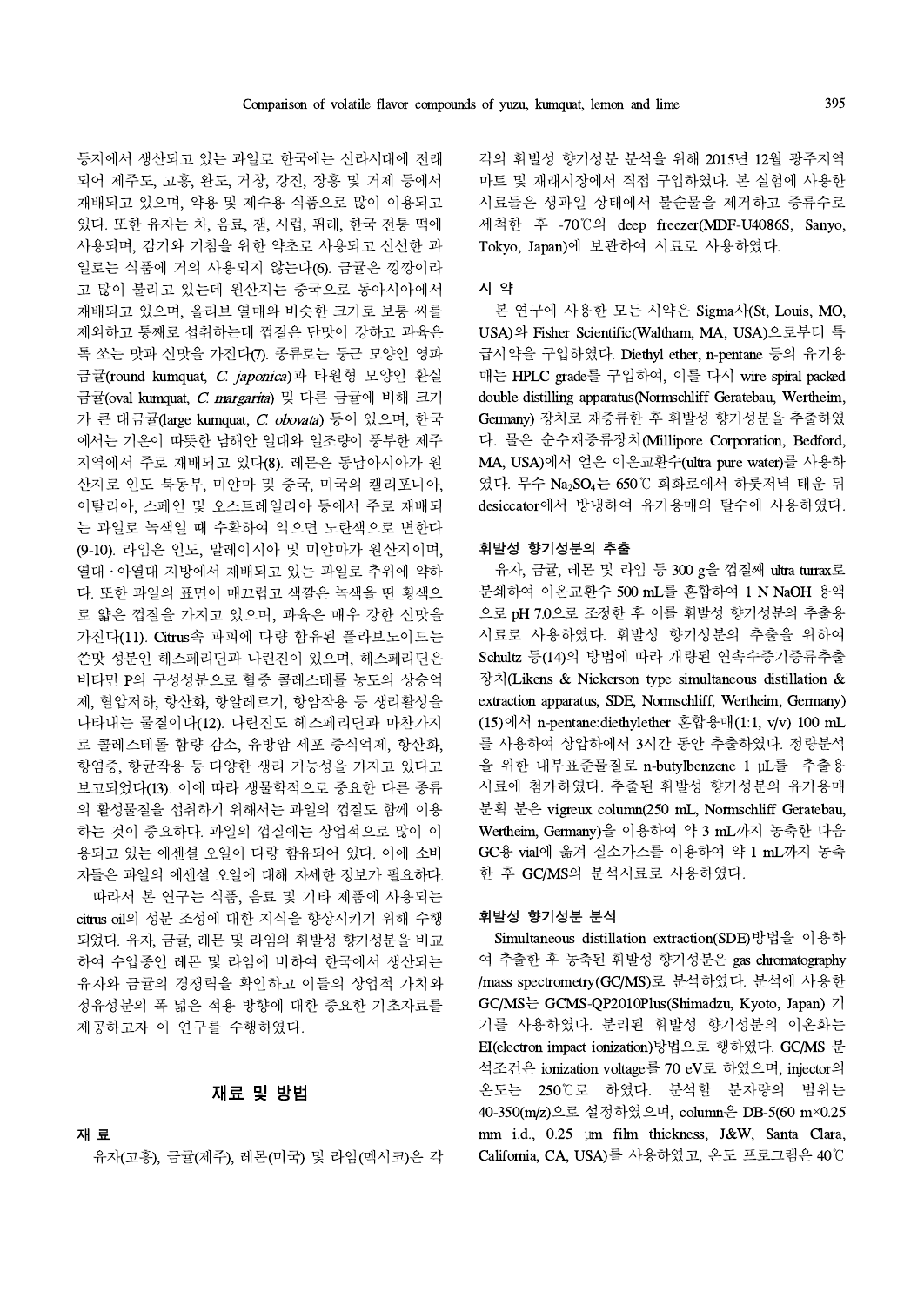등지에서 생산되고 있는 과일로 한국에는 신라시대에 전래되어 제주도, 고흥, 완도, 거창, 강진, 장흥 및 거제 등에서 재배되고 있으며, 약용 및 제수용 식품으로 많이 이용되고 있다. 또한 유자는 차, 음료, 잼, 시럽, 퓌레, 한국 전통 떡에 사용되며, 감기와 기침을 위한 약초로 사용되고 신선한 과일로는 식품에 거의 사용되지 않는다(6). 금귤은 낑깡이라고 많이 불리고 있는데 원산지는 중국으로 동아시아에서 재배되고 있으며, 올리브 열매와 비슷한 크기로 보통 씨를 제외하고 통째로 섭취하는데 껍질은 단맛이 강하고 과육은 톡 쏘는 맛과 신맛을 가진다(7). 종류로는 둥근 모양인 영파금귤(round kumquat, *C. japonica*)과 타원형 모양인 환실금귤(oval kumquat, *C. margarita*) 및 다른 금귤에 비해 크기가 큰 대금귤(large kumquat, *C. obovata*) 등이 있으며, 한국에서는 기온이 따뜻한 남해안 일대와 일조량이 풍부한 제주지역에서 주로 재배되고 있다(8). 레몬은 동남아시아가 원산지로 인도 북동부, 미얀마 및 중국, 미국의 캘리포니아, 이탈리아, 스페인 및 오스트레일리아 등에서 주로 재배되는 과일로 녹색일 때 수확하여 익으면 노란색으로 변한다(9-10). 라임은 인도, 말레이시아 및 미얀마가 원산지이며, 열대·아열대 지방에서 재배되고 있는 과일로 추위에 약하다. 또한 과일의 표면이 매끄럽고 색깔은 녹색을 띤 황색으로 얇은 껍질을 가지고 있으며, 과육은 매우 강한 신맛을 가진다(11). Citrus속 과피에 다량 함유된 플라보노이드는 쓴맛 성분인 헤스페리딘과 나린진이 있으며, 헤스페리딘은 비타민 P의 구성성분으로 혈중 콜레스테롤 농도의 상승억제, 혈압저하, 항산화, 항알레르기, 항암작용 등 생리활성을 나타내는 물질이다(12). 나린진도 헤스페리딘과 마찬가지로 콜레스테롤 함량 감소, 유방암 세포 증식억제, 항산화, 항염증, 항균작용 등 다양한 생리 기능성을 가지고 있다고 보고되었다(13). 이에 따라 생물학적으로 중요한 다른 종류의 활성물질을 섭취하기 위해서는 과일의 껍질도 함께 이용하는 것이 중요하다. 과일의 껍질에는 상업적으로 많이 이용되고 있는 에센셜 오일이 다량 함유되어 있다. 이에 소비자들은 과일의 에센셜 오일에 대해 자세한 정보가 필요하다.

따라서 본 연구는 식품, 음료 및 기타 제품에 사용되는 citrus oil의 성분 조성에 대한 지식을 향상시키기 위해 수행되었다. 유자, 금귤, 레몬 및 라임의 휘발성 향기성분을 비교하여 수입종인 레몬 및 라임에 비하여 한국에서 생산되는 유자와 금귤의 경쟁력을 확인하고 이들의 상업적 가치와 정유성분의 폭 넓은 적용 방향에 대한 중요한 기초자료를 제공하고자 이 연구를 수행하였다.

## 재료 및 방법

### 재 료

유자(고흥), 금귤(제주), 레몬(미국) 및 라임(멕시코)은 각각의 휘발성 향기성분 분석을 위해 2015년 12월 광주지역 마트 및 재래시장에서 직접 구입하였다. 본 실험에 사용한 시료들은 생과일 상태에서 불순물을 제거하고 증류수로 세척한 후 -70℃의 deep freezer(MDF-U4086S, Sanyo, Tokyo, Japan)에 보관하여 시료로 사용하였다.

### 시 약

본 연구에 사용한 모든 시약은 Sigma사(St, Louis, MO, USA)와 Fisher Scientific(Waltham, MA, USA)으로부터 특급시약을 구입하였다. Diethyl ether, n-pentane 등의 유기용매는 HPLC grade를 구입하여, 이를 다시 wire spiral packed double distilling apparatus(Normschliff Geratebau, Wertheim, Germany) 장치로 재증류한 후 휘발성 향기성분을 추출하였다. 물은 순수재증류장치(Millipore Corporation, Bedford, MA, USA)에서 얻은 이온교환수(ultra pure water)를 사용하였다. 무수 $Na_2SO_4$는 650℃ 회화로에서 하룻저녁 태운 뒤 desiccator에서 방냉하여 유기용매의 탈수에 사용하였다.

### 휘발성 향기성분의 추출

유자, 금귤, 레몬 및 라임 등 300 g을 껍질째 ultra turrax로 분쇄하여 이온교환수 500 mL를 혼합하여 1 N NaOH 용액으로 pH 7.0으로 조정한 후 이를 휘발성 향기성분의 추출용 시료로 사용하였다. 휘발성 향기성분의 추출을 위하여 Schultz 등(14)의 방법에 따라 개량된 연속수증기증류추출장치(Likens & Nickerson type simultaneous distillation & extraction apparatus, SDE, Normschliff, Wertheim, Germany)(15)에서 n-pentane:diethylether 혼합용매(1:1, v/v) 100 mL를 사용하여 상압하에서 3시간 동안 추출하였다. 정량분석을 위한 내부표준물질로 n-butylbenzene 1 μL를 추출용 시료에 첨가하였다. 추출된 휘발성 향기성분의 유기용매 분획 분은 vigreux column(250 mL, Normschliff Geratebau, Wertheim, Germany)을 이용하여 약 3 mL까지 농축한 다음 GC용 vial에 옮겨 질소가스를 이용하여 약 1 mL까지 농축한 후 GC/MS의 분석시료로 사용하였다.

### 휘발성 향기성분 분석

Simultaneous distillation extraction(SDE)방법을 이용하여 추출한 후 농축된 휘발성 향기성분은 gas chromatography/mass spectrometry(GC/MS)로 분석하였다. 분석에 사용한 GC/MS는 GCMS-QP2010Plus(Shimadzu, Kyoto, Japan) 기기를 사용하였다. 분리된 휘발성 향기성분의 이온화는 EI(electron impact ionization)방법으로 행하였다. GC/MS 분석조건은 ionization voltage를 70 eV로 하였으며, injector의 온도는 250℃로 하였다. 분석할 분자량의 범위는 40-350(m/z)으로 설정하였으며, column은 DB-5(60 m×0.25 mm i.d., 0.25 μm film thickness, J&W, Santa Clara, California, CA, USA)를 사용하였고, 온도 프로그램은 40℃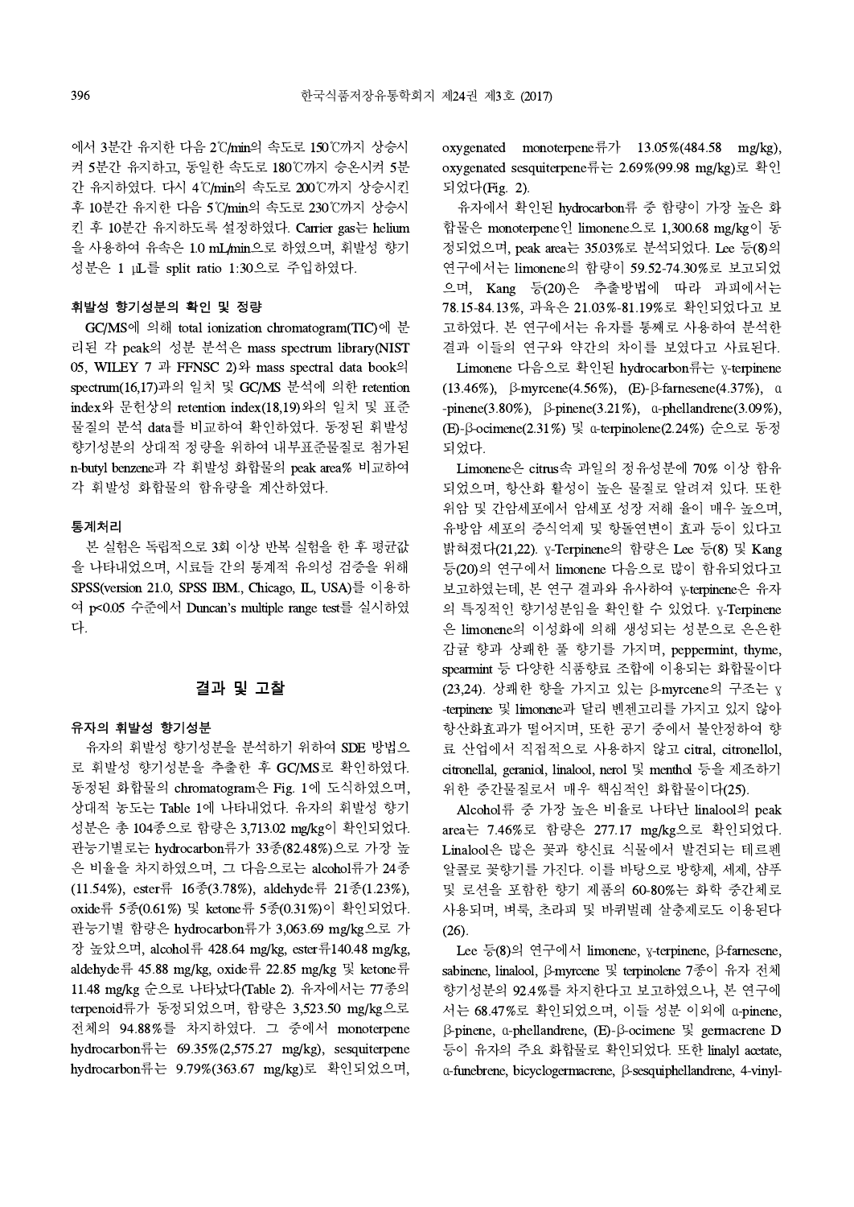에서 3분간 유지한 다음 2℃/min의 속도로 150℃까지 상승시켜 5분간 유지하고, 동일한 속도로 180℃까지 승온시켜 5분간 유지하였다. 다시 4℃/min의 속도로 200℃까지 상승시킨 후 10분간 유지한 다음 5℃/min의 속도로 230℃까지 상승시킨 후 10분간 유지하도록 설정하였다. Carrier gas는 helium을 사용하여 유속은 1.0 mL/min으로 하였으며, 휘발성 향기성분은 1 μL를 split ratio 1:30으로 주입하였다.

### 휘발성 향기성분의 확인 및 정량

GC/MS에 의해 total ionization chromatogram(TIC)에 분리된 각 peak의 성분 분석은 mass spectrum library(NIST 05, WILEY 7 과 FFNSC 2)와 mass spectral data book의 spectrum(16,17)과의 일치 및 GC/MS 분석에 의한 retention index와 문헌상의 retention index(18,19)와의 일치 및 표준물질의 분석 data를 비교하여 확인하였다. 동정된 휘발성 향기성분의 상대적 정량을 위하여 내부표준물질로 첨가된 n-butyl benzene과 각 휘발성 화합물의 peak area% 비교하여 각 휘발성 화합물의 함유량을 계산하였다.

### 통계처리

본 실험은 독립적으로 3회 이상 반복 실험을 한 후 평균값을 나타내었으며, 시료들 간의 통계적 유의성 검증을 위해 SPSS(version 21.0, SPSS IBM., Chicago, IL, USA)를 이용하여 $p<0.05$ 수준에서 Duncan's multiple range test를 실시하였다.

## 결과 및 고찰

### 유자의 휘발성 향기성분

유자의 휘발성 향기성분을 분석하기 위하여 SDE 방법으로 휘발성 향기성분을 추출한 후 GC/MS로 확인하였다. 동정된 화합물의 chromatogram은 Fig. 1에 도식하였으며, 상대적 농도는 Table 1에 나타내었다. 유자의 휘발성 향기성분은 총 104종으로 함량은 3,713.02 mg/kg이 확인되었다. 관능기별로는 hydrocarbon류가 33종(82.48%)으로 가장 높은 비율을 차지하였으며, 그 다음으로는 alcohol류가 24종(11.54%), ester류 16종(3.78%), aldehyde류 21종(1.23%), oxide류 5종(0.61%) 및 ketone류 5종(0.31%)이 확인되었다. 관능기별 함량은 hydrocarbon류가 3,063.69 mg/kg으로 가장 높았으며, alcohol류 428.64 mg/kg, ester류140.48 mg/kg, aldehyde류 45.88 mg/kg, oxide류 22.85 mg/kg 및 ketone류 11.48 mg/kg 순으로 나타났다(Table 2). 유자에서는 77종의 terpenoid류가 동정되었으며, 함량은 3,523.50 mg/kg으로 전체의 94.88%를 차지하였다. 그 중에서 monoterpene hydrocarbon류는 69.35%(2,575.27 mg/kg), sesquiterpene hydrocarbon류는 9.79%(363.67 mg/kg)로 확인되었으며, oxygenated monoterpene류가 13.05%(484.58 mg/kg), oxygenated sesquiterpene류는 2.69%(99.98 mg/kg)로 확인되었다(Fig. 2).

유자에서 확인된 hydrocarbon류 중 함량이 가장 높은 화합물은 monoterpene인 limonene으로 1,300.68 mg/kg이 동정되었으며, peak area는 35.03%로 분석되었다. Lee 등(8)의 연구에서는 limonene의 함량이 59.52-74.30%로 보고되었으며, Kang 등(20)은 추출방법에 따라 과피에서는 78.15-84.13%, 과육은 21.03%-81.19%로 확인되었다고 보고하였다. 본 연구에서는 유자를 통째로 사용하여 분석한 결과 이들의 연구와 약간의 차이를 보였다고 사료된다.

Limonene 다음으로 확인된 hydrocarbon류는 γ-terpinene(13.46%), β-myrcene(4.56%), (E)-β-farnesene(4.37%), α-pinene(3.80%), β-pinene(3.21%), α-phellandrene(3.09%), (E)-β-ocimene(2.31%) 및 α-terpinolene(2.24%) 순으로 동정되었다.

Limonene은 citrus속 과일의 정유성분에 70% 이상 함유되었으며, 항산화 활성이 높은 물질로 알려져 있다. 또한 위암 및 간암세포에서 암세포 성장 저해 율이 매우 높으며, 유방암 세포의 증식억제 및 항돌연변이 효과 등이 있다고 밝혀졌다(21,22). γ-Terpinene의 함량은 Lee 등(8) 및 Kang 등(20)의 연구에서 limonene 다음으로 많이 함유되었다고 보고하였는데, 본 연구 결과와 유사하여 γ-terpinene은 유자의 특징적인 향기성분임을 확인할 수 있었다. γ-Terpinene은 limonene의 이성화에 의해 생성되는 성분으로 은은한 감귤 향과 상쾌한 풀 향기를 가지며, peppermint, thyme, spearmint 등 다양한 식품향료 조합에 이용되는 화합물이다(23,24). 상쾌한 향을 가지고 있는 β-myrcene의 구조는 γ-terpinene 및 limonene과 달리 벤젠고리를 가지고 있지 않아 항산화효과가 떨어지며, 또한 공기 중에서 불안정하여 향료 산업에서 직접적으로 사용하지 않고 citral, citronellol, citronellal, geraniol, linalool, nerol 및 menthol 등을 제조하기 위한 중간물질로서 매우 핵심적인 화합물이다(25).

Alcohol류 중 가장 높은 비율로 나타난 linalool의 peak area는 7.46%로 함량은 277.17 mg/kg으로 확인되었다. Linalool은 많은 꽃과 향신료 식물에서 발견되는 테르펜 알콜로 꽃향기를 가진다. 이를 바탕으로 방향제, 세제, 샴푸 및 로션을 포함한 향기 제품의 60-80%는 화학 중간체로 사용되며, 벼룩, 초라파 및 바퀴벌레 살충제로도 이용된다(26).

Lee 등(8)의 연구에서 limonene, γ-terpinene, β-farnesene, sabinene, linalool, β-myrcene 및 terpinolene 7종이 유자 전체 향기성분의 92.4%를 차지한다고 보고하였으나, 본 연구에서는 68.47%로 확인되었으며, 이들 성분 이외에 α-pinene, β-pinene, α-phellandrene, (E)-β-ocimene 및 germacrene D 등이 유자의 주요 화합물로 확인되었다. 또한 linalyl acetate, α-funebrene, bicyclogermacrene, β-sesquiphellandrene, 4-vinyl-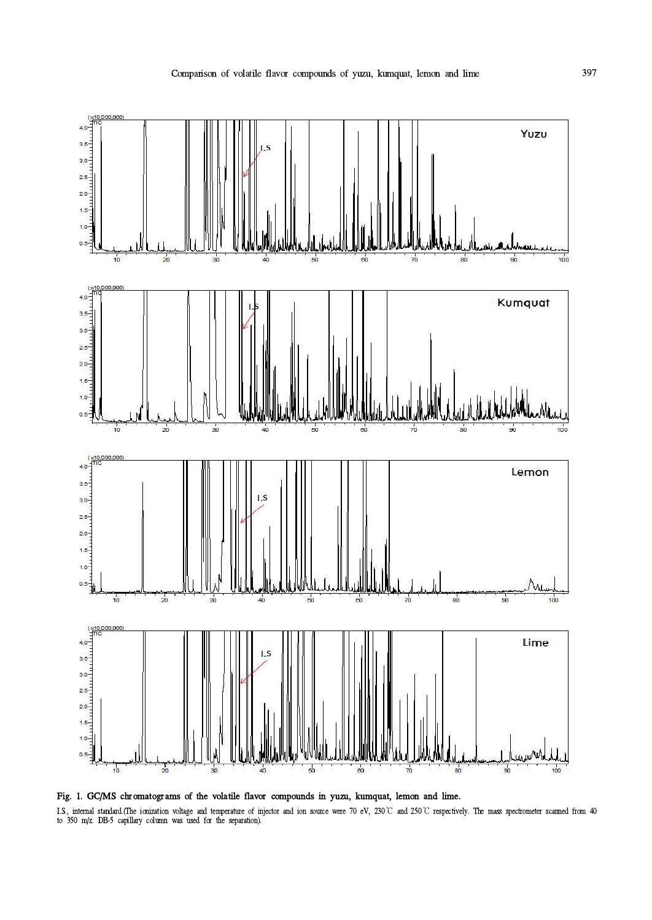**Fig. 1. GC/MS chromatograms of the volatile flavor compounds in yuzu, kumquat, lemon and lime.**

I.S., internal standard.(The ionization voltage and temperature of injector and ion source were 70 eV, 230℃ and 250℃ respectively. The mass spectrometer scanned from 40 to 350 m/z. DB-5 capillary column was used for the separation).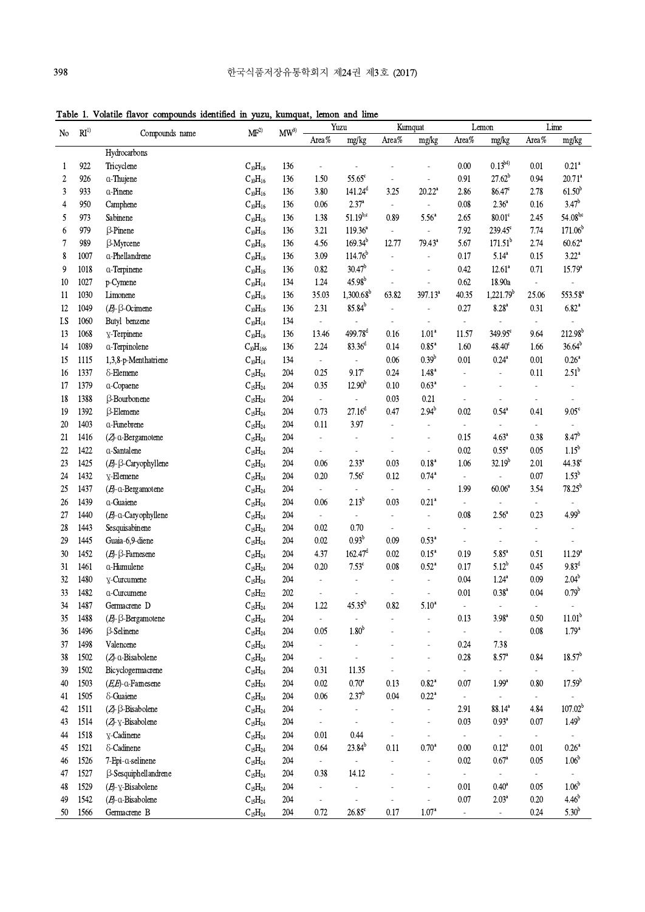**Table 1. Volatile flavor compounds identified in yuzu, kumquat, lemon and lime**

| No | RI[1)] | Compounds name | MF[2)] | MW[3)] | Yuzu | | Kumquat | | Lemon | | Lime | |
|---|---|---|---|---|---|---|---|---|---|---|---|---|
| | | | | | Area% | mg/kg | Area% | mg/kg | Area% | mg/kg | Area% | mg/kg |
| | | Hydrocarbons | | | | | | | | | | |
| 1 | 922 | Tricyclene | $C_{10}H_{16}$ | 136 | - | - | - | - | 0.00 | 0.13[b4)] | 0.01 | 0.21[a] |
| 2 | 926 | α-Thujene | $C_{10}H_{16}$ | 136 | 1.50 | 55.65[c] | - | - | 0.91 | 27.62[b] | 0.94 | 20.71[a] |
| 3 | 933 | α-Pinene | $C_{10}H_{16}$ | 136 | 3.80 | 141.24[d] | 3.25 | 20.22[a] | 2.86 | 86.47[c] | 2.78 | 61.50[b] |
| 4 | 950 | Camphene | $C_{10}H_{16}$ | 136 | 0.06 | 2.37[a] | - | - | 0.08 | 2.36[a] | 0.16 | 3.47[b] |
| 5 | 973 | Sabinene | $C_{10}H_{16}$ | 136 | 1.38 | 51.19[bc] | 0.89 | 5.56[a] | 2.65 | 80.01[c] | 2.45 | 54.08[bc] |
| 6 | 979 | β-Pinene | $C_{10}H_{16}$ | 136 | 3.21 | 119.36[a] | - | - | 7.92 | 239.45[c] | 7.74 | 171.06[b] |
| 7 | 989 | β-Myrcene | $C_{10}H_{16}$ | 136 | 4.56 | 169.34[b] | 12.77 | 79.43[a] | 5.67 | 171.51[b] | 2.74 | 60.62[a] |
| 8 | 1007 | α-Phellandrene | $C_{10}H_{16}$ | 136 | 3.09 | 114.76[b] | - | - | 0.17 | 5.14[a] | 0.15 | 3.22[a] |
| 9 | 1018 | α-Terpinene | $C_{10}H_{16}$ | 136 | 0.82 | 30.47[b] | - | - | 0.42 | 12.61[a] | 0.71 | 15.79[a] |
| 10 | 1027 | p-Cymene | $C_{10}H_{14}$ | 134 | 1.24 | 45.98[b] | - | - | 0.62 | 18.90a | - | - |
| 11 | 1030 | Limonene | $C_{10}H_{16}$ | 136 | 35.03 | 1,300.68[b] | 63.82 | 397.13[a] | 40.35 | 1,221.79[b] | 25.06 | 553.58[a] |
| 12 | 1049 | (E)-β-Ocimene | $C_{10}H_{16}$ | 136 | 2.31 | 85.84[b] | - | - | 0.27 | 8.28[a] | 0.31 | 6.82[a] |
| I.S | 1060 | Butyl benzene | $C_{10}H_{14}$ | 134 | - | - | - | - | - | - | - | - |
| 13 | 1068 | γ-Terpinene | $C_{10}H_{16}$ | 136 | 13.46 | 499.78[d] | 0.16 | 1.01[a] | 11.57 | 349.95[c] | 9.64 | 212.98[b] |
| 14 | 1089 | α-Terpinolene | $C_{10}H_{166}$ | 136 | 2.24 | 83.36[d] | 0.14 | 0.85[a] | 1.60 | 48.40[c] | 1.66 | 36.64[b] |
| 15 | 1115 | 1,3,8-p-Menthatriene | $C_{10}H_{14}$ | 134 | - | - | 0.06 | 0.39[b] | 0.01 | 0.24[a] | 0.01 | 0.26[a] |
| 16 | 1337 | δ-Elemene | $C_{15}H_{24}$ | 204 | 0.25 | 9.17[c] | 0.24 | 1.48[a] | - | - | 0.11 | 2.51[b] |
| 17 | 1379 | α-Copaene | $C_{15}H_{24}$ | 204 | 0.35 | 12.90[b] | 0.10 | 0.63[a] | - | - | - | - |
| 18 | 1388 | β-Bourbonene | $C_{15}H_{24}$ | 204 | - | - | 0.03 | 0.21 | - | - | - | - |
| 19 | 1392 | β-Elemene | $C_{15}H_{24}$ | 204 | 0.73 | 27.16[d] | 0.47 | 2.94[b] | 0.02 | 0.54[a] | 0.41 | 9.05[c] |
| 20 | 1403 | α-Funebrene | $C_{15}H_{24}$ | 204 | 0.11 | 3.97 | - | - | - | - | - | - |
| 21 | 1416 | (Z)-α-Bergamotene | $C_{15}H_{24}$ | 204 | - | - | - | - | 0.15 | 4.63[a] | 0.38 | 8.47[b] |
| 22 | 1422 | α-Santalene | $C_{15}H_{24}$ | 204 | - | - | - | - | 0.02 | 0.55[a] | 0.05 | 1.15[b] |
| 23 | 1425 | (E)-Caryophyllene | $C_{15}H_{24}$ | 204 | 0.06 | 2.33[a] | 0.03 | 0.18[a] | 1.06 | 32.19[b] | 2.01 | 44.38[c] |
| 24 | 1432 | γ-Elemene | $C_{15}H_{24}$ | 204 | 0.20 | 7.56[c] | 0.12 | 0.74[a] | - | - | 0.07 | 1.53[b] |
| 25 | 1437 | (E)-α-Bergamotene | $C_{15}H_{24}$ | 204 | - | - | - | - | 1.99 | 60.06[a] | 3.54 | 78.25[b] |
| 26 | 1439 | α-Guaiene | $C_{15}H_{24}$ | 204 | 0.06 | 2.13[b] | 0.03 | 0.21[a] | - | - | - | - |
| 27 | 1440 | (E)-α-Caryophyllene | $C_{15}H_{24}$ | 204 | - | - | - | - | 0.08 | 2.56[a] | 0.23 | 4.99[b] |
| 28 | 1443 | Sesquisabinene | $C_{15}H_{24}$ | 204 | 0.02 | 0.70 | - | - | - | - | - | - |
| 29 | 1445 | Guaia-6,9-diene | $C_{15}H_{24}$ | 204 | 0.02 | 0.93[b] | 0.09 | 0.53[a] | - | - | - | - |
| 30 | 1452 | (E)-β-Farnesene | $C_{15}H_{24}$ | 204 | 4.37 | 162.47[d] | 0.02 | 0.15[a] | 0.19 | 5.85[a] | 0.51 | 11.29[a] |
| 31 | 1461 | α-Humulene | $C_{15}H_{24}$ | 204 | 0.20 | 7.53[c] | 0.08 | 0.52[a] | 0.17 | 5.12[b] | 0.45 | 9.83[d] |
| 32 | 1480 | γ-Curcumene | $C_{15}H_{24}$ | 204 | - | - | - | - | 0.04 | 1.24[a] | 0.09 | 2.04[b] |
| 33 | 1482 | α-Curcumene | $C_{15}H_{22}$ | 202 | - | - | - | - | 0.01 | 0.38[a] | 0.04 | 0.79[b] |
| 34 | 1487 | Germacrene D | $C_{15}H_{24}$ | 204 | 1.22 | 45.35[b] | 0.82 | 5.10[a] | - | - | - | - |
| 35 | 1488 | (E)-β-Bergamotene | $C_{15}H_{24}$ | 204 | - | - | - | - | 0.13 | 3.98[a] | 0.50 | 11.01[b] |
| 36 | 1496 | β-Selinene | $C_{15}H_{24}$ | 204 | 0.05 | 1.80[b] | - | - | - | - | 0.08 | 1.79[a] |
| 37 | 1498 | Valencene | $C_{15}H_{24}$ | 204 | - | - | - | - | 0.24 | 7.38 | | |
| 38 | 1502 | (Z)-α-Bisabolene | $C_{15}H_{24}$ | 204 | - | - | - | - | 0.28 | 8.57[a] | 0.84 | 18.57[b] |
| 39 | 1502 | Bicyclogermacrene | $C_{15}H_{24}$ | 204 | 0.31 | 11.35 | - | - | - | - | - | - |
| 40 | 1503 | (E,E)-α-Farnesene | $C_{15}H_{24}$ | 204 | 0.02 | 0.70[a] | 0.13 | 0.82[a] | 0.07 | 1.99[a] | 0.80 | 17.59[b] |
| 41 | 1505 | δ-Guaiene | $C_{15}H_{24}$ | 204 | 0.06 | 2.37[b] | 0.04 | 0.22[a] | - | - | - | - |
| 42 | 1511 | (Z)-β-Bisabolene | $C_{15}H_{24}$ | 204 | - | - | - | - | 2.91 | 88.14[a] | 4.84 | 107.02[b] |
| 43 | 1514 | (Z)-γ-Bisabolene | $C_{15}H_{24}$ | 204 | - | - | - | - | 0.03 | 0.93[a] | 0.07 | 1.49[b] |
| 44 | 1518 | γ-Cadinene | $C_{15}H_{24}$ | 204 | 0.01 | 0.44 | - | - | - | - | - | - |
| 45 | 1521 | δ-Cadinene | $C_{15}H_{24}$ | 204 | 0.64 | 23.84[b] | 0.11 | 0.70[a] | 0.00 | 0.12[a] | 0.01 | 0.26[a] |
| 46 | 1526 | 7-Epi-α-selinene | $C_{15}H_{24}$ | 204 | - | - | - | - | 0.02 | 0.67[a] | 0.05 | 1.06[b] |
| 47 | 1527 | β-Sesquiphellandrene | $C_{15}H_{24}$ | 204 | 0.38 | 14.12 | - | - | - | - | - | - |
| 48 | 1529 | (E)-γ-Bisabolene | $C_{15}H_{24}$ | 204 | - | - | - | - | 0.01 | 0.40[a] | 0.05 | 1.06[b] |
| 49 | 1542 | (E)-α-Bisabolene | $C_{15}H_{24}$ | 204 | - | - | - | - | 0.07 | 2.03[a] | 0.20 | 4.46[b] |
| 50 | 1566 | Germacrene B | $C_{15}H_{24}$ | 204 | 0.72 | 26.85[c] | 0.17 | 1.07[a] | - | - | 0.24 | 5.30[b] |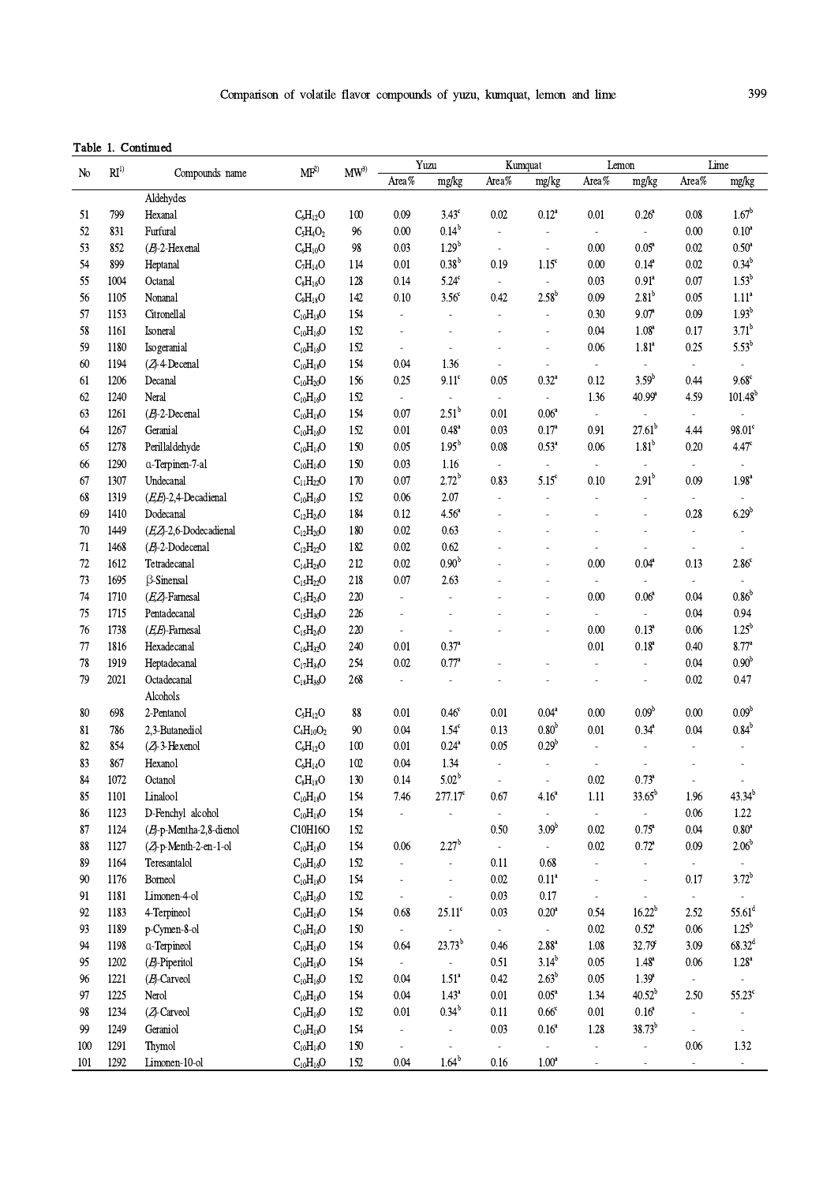**Table 1. Continued**

| No | RI[1)] | Compounds name | MF[2)] | MW[3)] | Yuzu | | Kumquat | | Lemon | | Lime | |
|---|---|---|---|---|---|---|---|---|---|---|---|---|
| | | | | | Area% | mg/kg | Area% | mg/kg | Area% | mg/kg | Area% | mg/kg |
| | | Aldehydes | | | | | | | | | | |
| 51 | 799 | Hexanal | $C_6H_{12}O$ | 100 | 0.09 | 3.43[c] | 0.02 | 0.12[a] | 0.01 | 0.26[a] | 0.08 | 1.67[b] |
| 52 | 831 | Furfural | $C_5H_4O_2$ | 96 | 0.00 | 0.14[b] | - | - | - | - | 0.00 | 0.10[a] |
| 53 | 852 | (E)-2-Hexenal | $C_6H_{10}O$ | 98 | 0.03 | 1.29[b] | - | - | 0.00 | 0.05[a] | 0.02 | 0.50[a] |
| 54 | 899 | Heptanal | $C_7H_{14}O$ | 114 | 0.01 | 0.38[b] | 0.19 | 1.15[c] | 0.00 | 0.14[a] | 0.02 | 0.34[b] |
| 55 | 1004 | Octanal | $C_8H_{16}O$ | 128 | 0.14 | 5.24[c] | - | - | 0.03 | 0.91[a] | 0.07 | 1.53[b] |
| 56 | 1105 | Nonanal | $C_9H_{18}O$ | 142 | 0.10 | 3.56[c] | 0.42 | 2.58[b] | 0.09 | 2.81[b] | 0.05 | 1.11[a] |
| 57 | 1153 | Citronellal | $C_{10}H_{18}O$ | 154 | - | - | - | - | 0.30 | 9.07[a] | 0.09 | 1.93[b] |
| 58 | 1161 | Isoneral | $C_{10}H_{16}O$ | 152 | - | - | - | - | 0.04 | 1.08[a] | 0.17 | 3.71[b] |
| 59 | 1180 | Isogeranial | $C_{10}H_{16}O$ | 152 | - | - | - | - | 0.06 | 1.81[a] | 0.25 | 5.53[b] |
| 60 | 1194 | (Z)-4-Decenal | $C_{10}H_{18}O$ | 154 | 0.04 | 1.36 | - | - | - | - | - | - |
| 61 | 1206 | Decanal | $C_{10}H_{20}O$ | 156 | 0.25 | 9.11[c] | 0.05 | 0.32[a] | 0.12 | 3.59[b] | 0.44 | 9.68[c] |
| 62 | 1240 | Neral | $C_{10}H_{16}O$ | 152 | - | - | - | - | 1.36 | 40.99[a] | 4.59 | 101.48[b] |
| 63 | 1261 | (E)-2-Decenal | $C_{10}H_{18}O$ | 154 | 0.07 | 2.51[b] | 0.01 | 0.06[a] | - | - | - | - |
| 64 | 1267 | Geranial | $C_{10}H_{16}O$ | 152 | 0.01 | 0.48[a] | 0.03 | 0.17[a] | 0.91 | 27.61[b] | 4.44 | 98.01[c] |
| 65 | 1278 | Perillaldehyde | $C_{10}H_{14}O$ | 150 | 0.05 | 1.95[b] | 0.08 | 0.53[a] | 0.06 | 1.81[b] | 0.20 | 4.47[c] |
| 66 | 1290 | α-Terpinen-7-al | $C_{10}H_{14}O$ | 150 | 0.03 | 1.16 | - | - | - | - | - | - |
| 67 | 1307 | Undecanal | $C_{11}H_{22}O$ | 170 | 0.07 | 2.72[b] | 0.83 | 5.15[c] | 0.10 | 2.91[b] | 0.09 | 1.98[a] |
| 68 | 1319 | (E,E)-2,4-Decadienal | $C_{10}H_{16}O$ | 152 | 0.06 | 2.07 | - | - | - | - | - | - |
| 69 | 1410 | Dodecanal | $C_{12}H_{24}O$ | 184 | 0.12 | 4.56[a] | - | - | - | - | 0.28 | 6.29[b] |
| 70 | 1449 | (E,Z)-2,6-Dodecadienal | $C_{12}H_{20}O$ | 180 | 0.02 | 0.63 | - | - | - | - | - | - |
| 71 | 1468 | (E)-2-Dodecenal | $C_{12}H_{22}O$ | 182 | 0.02 | 0.62 | - | - | - | - | - | - |
| 72 | 1612 | Tetradecanal | $C_{14}H_{28}O$ | 212 | 0.02 | 0.90[b] | - | - | 0.00 | 0.04[a] | 0.13 | 2.86[c] |
| 73 | 1695 | β-Sinensal | $C_{15}H_{22}O$ | 218 | 0.07 | 2.63 | - | - | - | - | - | - |
| 74 | 1710 | (E,Z)-Farnesal | $C_{15}H_{24}O$ | 220 | - | - | - | - | 0.00 | 0.06[a] | 0.04 | 0.86[b] |
| 75 | 1715 | Pentadecanal | $C_{15}H_{30}O$ | 226 | - | - | - | - | - | - | 0.04 | 0.94 |
| 76 | 1738 | (E,E)-Farnesal | $C_{15}H_{24}O$ | 220 | - | - | - | - | 0.00 | 0.13[a] | 0.06 | 1.25[b] |
| 77 | 1816 | Hexadecanal | $C_{16}H_{32}O$ | 240 | 0.01 | 0.37[a] | | | 0.01 | 0.18[a] | 0.40 | 8.77[a] |
| 78 | 1919 | Heptadecanal | $C_{17}H_{34}O$ | 254 | 0.02 | 0.77[a] | - | - | - | - | 0.04 | 0.90[b] |
| 79 | 2021 | Octadecanal | $C_{18}H_{36}O$ | 268 | - | - | - | - | - | - | 0.02 | 0.47 |
| | | Alcohols | | | | | | | | | | |
| 80 | 698 | 2-Pentanol | $C_5H_{12}O$ | 88 | 0.01 | 0.46[c] | 0.01 | 0.04[a] | 0.00 | 0.09[b] | 0.00 | 0.09[b] |
| 81 | 786 | 2,3-Butanediol | $C_4H_{10}O_2$ | 90 | 0.04 | 1.54[c] | 0.13 | 0.80[b] | 0.01 | 0.34[a] | 0.04 | 0.84[b] |
| 82 | 854 | (Z)-3-Hexenol | $C_6H_{12}O$ | 100 | 0.01 | 0.24[a] | 0.05 | 0.29[b] | - | - | - | - |
| 83 | 867 | Hexanol | $C_6H_{14}O$ | 102 | 0.04 | 1.34 | - | - | - | - | - | - |
| 84 | 1072 | Octanol | $C_8H_{18}O$ | 130 | 0.14 | 5.02[b] | - | - | 0.02 | 0.73[a] | - | - |
| 85 | 1101 | Linalool | $C_{10}H_{18}O$ | 154 | 7.46 | 277.17[c] | 0.67 | 4.16[a] | 1.11 | 33.65[b] | 1.96 | 43.34[b] |
| 86 | 1123 | D-Fenchyl alcohol | $C_{10}H_{18}O$ | 154 | - | - | - | - | - | - | 0.06 | 1.22 |
| 87 | 1124 | (E)-p-Mentha-2,8-dienol | C10H16O | 152 | | | 0.50 | 3.09[b] | 0.02 | 0.75[a] | 0.04 | 0.80[a] |
| 88 | 1127 | (Z)-p-Menth-2-en-1-ol | $C_{10}H_{18}O$ | 154 | 0.06 | 2.27[b] | - | - | 0.02 | 0.72[a] | 0.09 | 2.06[b] |
| 89 | 1164 | Teresantalol | $C_{10}H_{16}O$ | 152 | - | - | 0.11 | 0.68 | - | - | - | - |
| 90 | 1176 | Borneol | $C_{10}H_{18}O$ | 154 | - | - | 0.02 | 0.11[a] | - | - | 0.17 | 3.72[b] |
| 91 | 1181 | Limonen-4-ol | $C_{10}H_{16}O$ | 152 | - | - | 0.03 | 0.17 | - | - | - | - |
| 92 | 1183 | 4-Terpineol | $C_{10}H_{18}O$ | 154 | 0.68 | 25.11[c] | 0.03 | 0.20[a] | 0.54 | 16.22[b] | 2.52 | 55.61[d] |
| 93 | 1189 | p-Cymen-8-ol | $C_{10}H_{14}O$ | 150 | - | - | - | - | 0.02 | 0.52[a] | 0.06 | 1.25[b] |
| 94 | 1198 | α-Terpineol | $C_{10}H_{18}O$ | 154 | 0.64 | 23.73[b] | 0.46 | 2.88[a] | 1.08 | 32.79[c] | 3.09 | 68.32[d] |
| 95 | 1202 | (E)-Piperitol | $C_{10}H_{18}O$ | 154 | - | - | 0.51 | 3.14[b] | 0.05 | 1.48[a] | 0.06 | 1.28[a] |
| 96 | 1221 | (E)-Carveol | $C_{10}H_{16}O$ | 152 | 0.04 | 1.51[a] | 0.42 | 2.63[b] | 0.05 | 1.39[a] | - | - |
| 97 | 1225 | Nerol | $C_{10}H_{18}O$ | 154 | 0.04 | 1.43[a] | 0.01 | 0.05[a] | 1.34 | 40.52[b] | 2.50 | 55.23[c] |
| 98 | 1234 | (Z)-Carveol | $C_{10}H_{16}O$ | 152 | 0.01 | 0.34[b] | 0.11 | 0.66[c] | 0.01 | 0.16[a] | - | - |
| 99 | 1249 | Geraniol | $C_{10}H_{18}O$ | 154 | - | - | 0.03 | 0.16[a] | 1.28 | 38.73[b] | - | - |
| 100 | 1291 | Thymol | $C_{10}H_{14}O$ | 150 | - | - | - | - | - | - | 0.06 | 1.32 |
| 101 | 1292 | Limonen-10-ol | $C_{10}H_{16}O$ | 152 | 0.04 | 1.64[b] | 0.16 | 1.00[a] | - | - | - | - |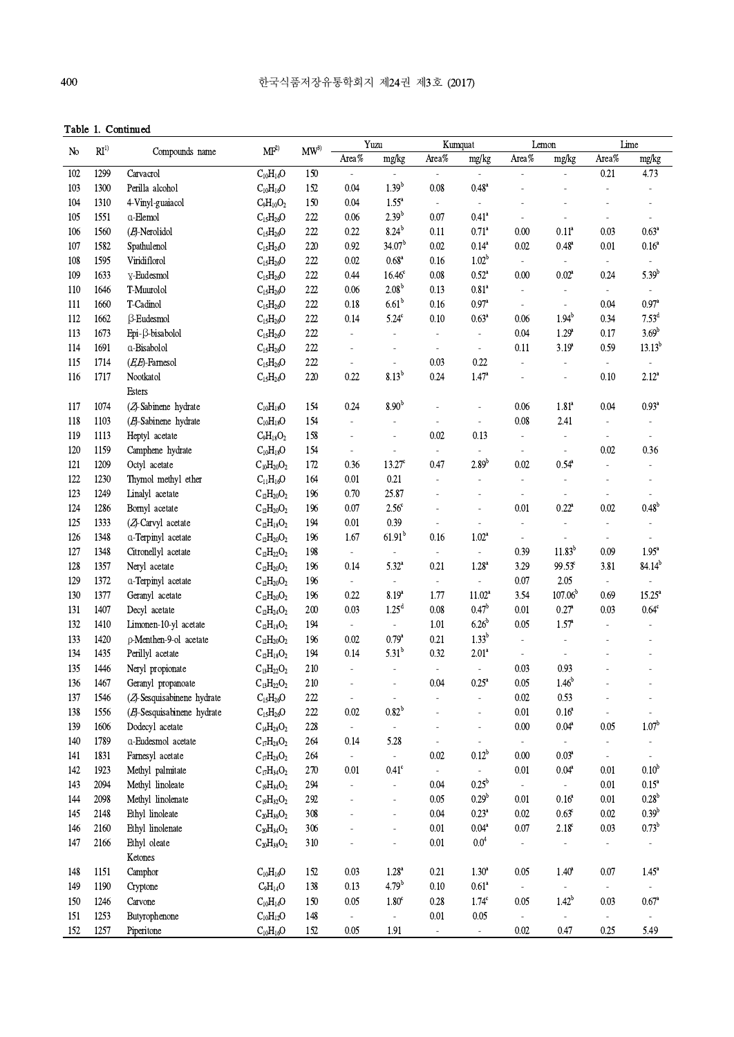**Table 1. Continued**

| No | RI[1)] | Compounds name | MF[2)] | MW[3)] | Yuzu | | Kumquat | | Lemon | | Lime | |
|---|---|---|---|---|---|---|---|---|---|---|---|---|
| | | | | | Area% | mg/kg | Area% | mg/kg | Area% | mg/kg | Area% | mg/kg |
| 102 | 1299 | Carvacrol | $C_{10}H_{14}O$ | 150 | - | - | - | - | - | - | 0.21 | 4.73 |
| 103 | 1300 | Perilla alcohol | $C_{10}H_{16}O$ | 152 | 0.04 | 1.39[b] | 0.08 | 0.48[a] | - | - | - | - |
| 104 | 1310 | 4-Vinyl-guaiacol | $C_9H_{10}O_2$ | 150 | 0.04 | 1.55[a] | - | - | - | - | - | - |
| 105 | 1551 | α-Elemol | $C_{15}H_{26}O$ | 222 | 0.06 | 2.39[b] | 0.07 | 0.41[a] | - | - | - | - |
| 106 | 1560 | (E)-Nerolidol | $C_{15}H_{26}O$ | 222 | 0.22 | 8.24[b] | 0.11 | 0.71[a] | 0.00 | 0.11[a] | 0.03 | 0.63[a] |
| 107 | 1582 | Spathulenol | $C_{15}H_{24}O$ | 220 | 0.92 | 34.07[b] | 0.02 | 0.14[a] | 0.02 | 0.48[a] | 0.01 | 0.16[a] |
| 108 | 1595 | Viridiflorol | $C_{15}H_{26}O$ | 222 | 0.02 | 0.68[a] | 0.16 | 1.02[b] | - | - | - | - |
| 109 | 1633 | γ-Eudesmol | $C_{15}H_{26}O$ | 222 | 0.44 | 16.46[c] | 0.08 | 0.52[a] | 0.00 | 0.02[a] | 0.24 | 5.39[b] |
| 110 | 1646 | T-Muurolol | $C_{15}H_{26}O$ | 222 | 0.06 | 2.08[b] | 0.13 | 0.81[a] | - | - | - | - |
| 111 | 1660 | T-Cadinol | $C_{15}H_{26}O$ | 222 | 0.18 | 6.61[b] | 0.16 | 0.97[a] | - | - | 0.04 | 0.97[a] |
| 112 | 1662 | β-Eudesmol | $C_{15}H_{26}O$ | 222 | 0.14 | 5.24[c] | 0.10 | 0.63[a] | 0.06 | 1.94[b] | 0.34 | 7.53[d] |
| 113 | 1673 | Epi-β-bisabolol | $C_{15}H_{26}O$ | 222 | - | - | - | - | 0.04 | 1.29[a] | 0.17 | 3.69[b] |
| 114 | 1691 | α-Bisabolol | $C_{15}H_{26}O$ | 222 | - | - | - | - | 0.11 | 3.19[a] | 0.59 | 13.13[b] |
| 115 | 1714 | (E,E)-Farnesol | $C_{15}H_{26}O$ | 222 | - | - | 0.03 | 0.22 | - | - | - | - |
| 116 | 1717 | Nootkatol | $C_{15}H_{24}O$ | 220 | 0.22 | 8.13[b] | 0.24 | 1.47[a] | - | - | 0.10 | 2.12[a] |
| | | Esters | | | | | | | | | | |
| 117 | 1074 | (Z)-Sabinene hydrate | $C_{10}H_{18}O$ | 154 | 0.24 | 8.90[b] | - | - | 0.06 | 1.81[a] | 0.04 | 0.93[a] |
| 118 | 1103 | (E)-Sabinene hydrate | $C_{10}H_{18}O$ | 154 | - | - | - | - | 0.08 | 2.41 | - | - |
| 119 | 1113 | Heptyl acetate | $C_9H_{18}O_2$ | 158 | - | - | 0.02 | 0.13 | - | - | - | - |
| 120 | 1159 | Camphene hydrate | $C_{10}H_{18}O$ | 154 | - | - | - | - | - | - | 0.02 | 0.36 |
| 121 | 1209 | Octyl acetate | $C_{10}H_{20}O_2$ | 172 | 0.36 | 13.27[c] | 0.47 | 2.89[b] | 0.02 | 0.54[a] | - | - |
| 122 | 1230 | Thymol methyl ether | $C_{11}H_{16}O$ | 164 | 0.01 | 0.21 | - | - | - | - | - | - |
| 123 | 1249 | Linalyl acetate | $C_{12}H_{20}O_2$ | 196 | 0.70 | 25.87 | - | - | - | - | - | - |
| 124 | 1286 | Bornyl acetate | $C_{12}H_{20}O_2$ | 196 | 0.07 | 2.56[c] | - | - | 0.01 | 0.22[a] | 0.02 | 0.48[b] |
| 125 | 1333 | (Z)-Carvyl acetate | $C_{12}H_{18}O_2$ | 194 | 0.01 | 0.39 | - | - | - | - | - | - |
| 126 | 1348 | α-Terpinyl acetate | $C_{12}H_{20}O_2$ | 196 | 1.67 | 61.91[b] | 0.16 | 1.02[a] | - | - | - | - |
| 127 | 1348 | Citronellyl acetate | $C_{12}H_{22}O_2$ | 198 | - | - | - | - | 0.39 | 11.83[b] | 0.09 | 1.95[a] |
| 128 | 1357 | Neryl acetate | $C_{12}H_{20}O_2$ | 196 | 0.14 | 5.32[a] | 0.21 | 1.28[a] | 3.29 | 99.53[c] | 3.81 | 84.14[b] |
| 129 | 1372 | α-Terpinyl acetate | $C_{12}H_{20}O_2$ | 196 | - | - | - | - | 0.07 | 2.05 | - | - |
| 130 | 1377 | Geranyl acetate | $C_{12}H_{20}O_2$ | 196 | 0.22 | 8.19[a] | 1.77 | 11.02[a] | 3.54 | 107.06[b] | 0.69 | 15.25[a] |
| 131 | 1407 | Decyl acetate | $C_{12}H_{24}O_2$ | 200 | 0.03 | 1.25[d] | 0.08 | 0.47[b] | 0.01 | 0.27[a] | 0.03 | 0.64[c] |
| 132 | 1410 | Limonen-10-yl acetate | $C_{12}H_{18}O_2$ | 194 | - | - | 1.01 | 6.26[b] | 0.05 | 1.57[a] | - | - |
| 133 | 1420 | ρ-Menthen-9-ol acetate | $C_{12}H_{20}O_2$ | 196 | 0.02 | 0.79[a] | 0.21 | 1.33[b] | - | - | - | - |
| 134 | 1435 | Perillyl acetate | $C_{12}H_{18}O_2$ | 194 | 0.14 | 5.31[b] | 0.32 | 2.01[a] | - | - | - | - |
| 135 | 1446 | Neryl propionate | $C_{13}H_{22}O_2$ | 210 | - | - | - | - | 0.03 | 0.93 | - | - |
| 136 | 1467 | Geranyl propanoate | $C_{13}H_{22}O_2$ | 210 | - | - | 0.04 | 0.25[a] | 0.05 | 1.46[b] | - | - |
| 137 | 1546 | (Z)-Sesquisabinene hydrate | $C_{15}H_{26}O$ | 222 | - | - | - | - | 0.02 | 0.53 | - | - |
| 138 | 1556 | (E)-Sesquisabinene hydrate | $C_{15}H_{26}O$ | 222 | 0.02 | 0.82[b] | - | - | 0.01 | 0.16[a] | - | - |
| 139 | 1606 | Dodecyl acetate | $C_{14}H_{28}O_2$ | 228 | - | - | - | - | 0.00 | 0.04[a] | 0.05 | 1.07[b] |
| 140 | 1789 | α-Eudesmol acetate | $C_{17}H_{28}O_2$ | 264 | 0.14 | 5.28 | - | - | - | - | - | - |
| 141 | 1831 | Farnesyl acetate | $C_{17}H_{28}O_2$ | 264 | - | - | 0.02 | 0.12[b] | 0.00 | 0.03[a] | - | - |
| 142 | 1923 | Methyl palmitate | $C_{17}H_{34}O_2$ | 270 | 0.01 | 0.41[c] | - | - | 0.01 | 0.04[a] | 0.01 | 0.10[b] |
| 143 | 2094 | Methyl linoleate | $C_{19}H_{34}O_2$ | 294 | - | - | 0.04 | 0.25[b] | - | - | 0.01 | 0.15[a] |
| 144 | 2098 | Methyl linolenate | $C_{19}H_{32}O_2$ | 292 | - | - | 0.05 | 0.29[b] | 0.01 | 0.16[a] | 0.01 | 0.28[b] |
| 145 | 2148 | Ethyl linoleate | $C_{20}H_{36}O_2$ | 308 | - | - | 0.04 | 0.23[a] | 0.02 | 0.63[c] | 0.02 | 0.39[b] |
| 146 | 2160 | Ethyl linolenate | $C_{20}H_{34}O_2$ | 306 | - | - | 0.01 | 0.04[a] | 0.07 | 2.18[c] | 0.03 | 0.73[b] |
| 147 | 2166 | Ethyl oleate | $C_{20}H_{38}O_2$ | 310 | - | - | 0.01 | 0.0[4] | - | - | - | - |
| | | Ketones | | | | | | | | | | |
| 148 | 1151 | Camphor | $C_{10}H_{16}O$ | 152 | 0.03 | 1.28[a] | 0.21 | 1.30[a] | 0.05 | 1.40[a] | 0.07 | 1.45[a] |
| 149 | 1190 | Cryptone | $C_9H_{14}O$ | 138 | 0.13 | 4.79[b] | 0.10 | 0.61[a] | - | - | - | - |
| 150 | 1246 | Carvone | $C_{10}H_{14}O$ | 150 | 0.05 | 1.80[c] | 0.28 | 1.74[c] | 0.05 | 1.42[b] | 0.03 | 0.67[a] |
| 151 | 1253 | Butyrophenone | $C_{10}H_{12}O$ | 148 | - | - | 0.01 | 0.05 | - | - | - | - |
| 152 | 1257 | Piperitone | $C_{10}H_{16}O$ | 152 | 0.05 | 1.91 | - | - | 0.02 | 0.47 | 0.25 | 5.49 |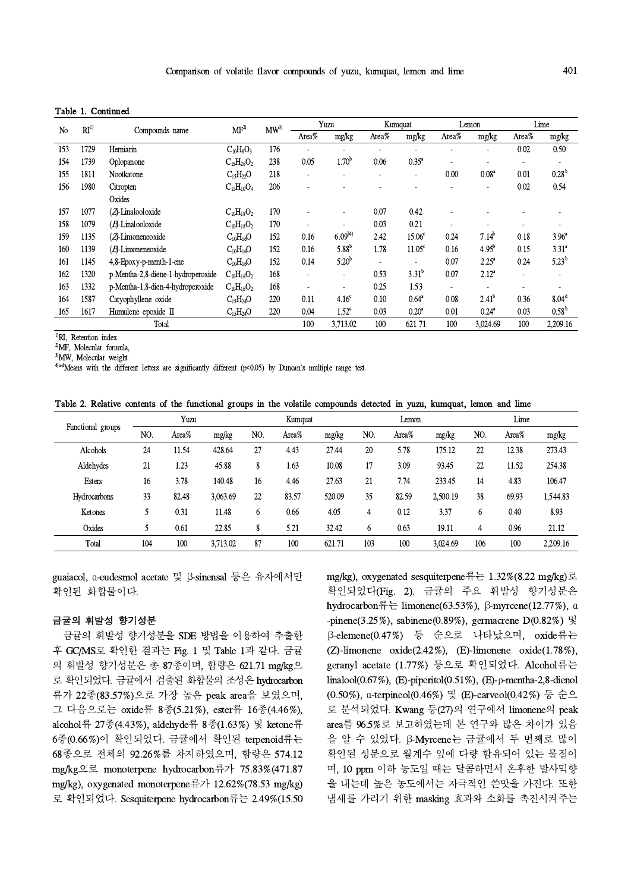Table 1. Continued

| No | RI[1)] | Compounds name | MF[2)] | MW[3)] | Yuzu | | Kumquat | | Lemon | | Lime | |
|---|---|---|---|---|---|---|---|---|---|---|---|---|
| | | | | | Area% | mg/kg | Area% | mg/kg | Area% | mg/kg | Area% | mg/kg |
| 153 | 1729 | Herniarin | $C_{10}H_8O_3$ | 176 | - | - | - | - | - | - | 0.02 | 0.50 |
| 154 | 1739 | Oplopanone | $C_{15}H_{26}O_2$ | 238 | 0.05 | 1.70[b] | 0.06 | 0.35[a] | - | - | - | - |
| 155 | 1811 | Nootkatone | $C_{15}H_{22}O$ | 218 | - | - | - | - | 0.00 | 0.08[a] | 0.01 | 0.28[b] |
| 156 | 1980 | Citropten | $C_{11}H_{10}O_4$ | 206 | - | - | - | - | - | - | 0.02 | 0.54 |
| | | Oxides | | | | | | | | | | |
| 157 | 1077 | (Z)-Linalooloxide | $C_{10}H_{18}O_2$ | 170 | - | - | 0.07 | 0.42 | - | - | - | - |
| 158 | 1079 | (E)-Linalooloxide | $C_{10}H_{18}O_2$ | 170 | - | - | 0.03 | 0.21 | - | - | - | - |
| 159 | 1135 | (Z)-Limoneneoxide | $C_{10}H_{16}O$ | 152 | 0.16 | 6.09[b4)] | 2.42 | 15.06[c] | 0.24 | 7.14[b] | 0.18 | 3.96[a] |
| 160 | 1139 | (E)-Limoneneoxide | $C_{10}H_{16}O$ | 152 | 0.16 | 5.88[b] | 1.78 | 11.05[c] | 0.16 | 4.95[b] | 0.15 | 3.31[a] |
| 161 | 1145 | 4,8-Epoxy-p-menth-1-ene | $C_{10}H_{16}O$ | 152 | 0.14 | 5.20[b] | - | - | 0.07 | 2.25[a] | 0.24 | 5.23[b] |
| 162 | 1320 | p-Mentha-2,8-diene-1-hydroperoxide | $C_{10}H_{16}O_2$ | 168 | - | - | 0.53 | 3.31[b] | 0.07 | 2.12[a] | - | - |
| 163 | 1332 | p-Mentha-1,8-dien-4-hydroperoxide | $C_{10}H_{16}O_2$ | 168 | - | - | 0.25 | 1.53 | - | - | - | - |
| 164 | 1587 | Caryophyllene oxide | $C_{15}H_{24}O$ | 220 | 0.11 | 4.16[c] | 0.10 | 0.64[a] | 0.08 | 2.41[b] | 0.36 | 8.04[d] |
| 165 | 1617 | Humulene epoxide II | $C_{15}H_{24}O$ | 220 | 0.04 | 1.52[c] | 0.03 | 0.20[a] | 0.01 | 0.24[a] | 0.03 | 0.58[b] |
| | | Total | | | 100 | 3,713.02 | 100 | 621.71 | 100 | 3,024.69 | 100 | 2,209.16 |

[1)]RI, Retention index.
[2)]MF, Molecular formula,
[3)]MW, Molecular weight.
[4)a-d]Means with the different letters are significantly different (p<0.05) by Duncan's multiple range test.

Table 2. Relative contents of the functional groups in the volatile compounds detected in yuzu, kumquat, lemon and lime

| Functional groups | Yuzu | | | Kumquat | | | Lemon | | | Lime | | |
|---|---|---|---|---|---|---|---|---|---|---|---|---|
| | NO. | Area% | mg/kg | NO. | Area% | mg/kg | NO. | Area% | mg/kg | NO. | Area% | mg/kg |
| Alcohols | 24 | 11.54 | 428.64 | 27 | 4.43 | 27.44 | 20 | 5.78 | 175.12 | 22 | 12.38 | 273.43 |
| Aldehydes | 21 | 1.23 | 45.88 | 8 | 1.63 | 10.08 | 17 | 3.09 | 93.45 | 22 | 11.52 | 254.38 |
| Esters | 16 | 3.78 | 140.48 | 16 | 4.46 | 27.63 | 21 | 7.74 | 233.45 | 14 | 4.83 | 106.47 |
| Hydrocarbons | 33 | 82.48 | 3,063.69 | 22 | 83.57 | 520.09 | 35 | 82.59 | 2,500.19 | 38 | 69.93 | 1,544.83 |
| Ketones | 5 | 0.31 | 11.48 | 6 | 0.66 | 4.05 | 4 | 0.12 | 3.37 | 6 | 0.40 | 8.93 |
| Oxides | 5 | 0.61 | 22.85 | 8 | 5.21 | 32.42 | 6 | 0.63 | 19.11 | 4 | 0.96 | 21.12 |
| Total | 104 | 100 | 3,713.02 | 87 | 100 | 621.71 | 103 | 100 | 3,024.69 | 106 | 100 | 2,209.16 |

guaiacol, α-eudesmol acetate 및 β-sinensal 등은 유자에서만 확인된 화합물이다.

### 금귤의 휘발성 향기성분

금귤의 휘발성 향기성분을 SDE 방법을 이용하여 추출한 후 GC/MS로 확인한 결과는 Fig. 1 및 Table 1과 같다. 금귤의 휘발성 향기성분은 총 87종이며, 함량은 621.71 mg/kg으로 확인되었다. 금귤에서 검출된 화합물의 조성은 hydrocarbon류가 22종(83.57%)으로 가장 높은 peak area을 보였으며, 그 다음으로는 oxide류 8종(5.21%), ester류 16종(4.46%), alcohol류 27종(4.43%), aldehyde류 8종(1.63%) 및 ketone류 6종(0.66%)이 확인되었다. 금귤에서 확인된 terpenoid류는 68종으로 전체의 92.26%를 차지하였으며, 함량은 574.12 mg/kg으로 monoterpene hydrocarbon류가 75.83%(471.87 mg/kg), oxygenated monoterpene류가 12.62%(78.53 mg/kg)로 확인되었다. Sesquiterpene hydrocarbon류는 2.49%(15.50 mg/kg), oxygenated sesquiterpene류는 1.32%(8.22 mg/kg)로 확인되었다(Fig. 2). 금귤의 주요 휘발성 향기성분은 hydrocarbon류는 limonene(63.53%), β-myrcene(12.77%), α-pinene(3.25%), sabinene(0.89%), germacrene D(0.82%) 및 β-elemene(0.47%) 등 순으로 나타났으며, oxide류는 (Z)-limonene oxide(2.42%), (E)-limonene oxide(1.78%), geranyl acetate (1.77%) 등으로 확인되었다. Alcohol류는 linalool(0.67%), (E)-piperitol(0.51%), (E)-ρ-mentha-2,8-dienol (0.50%), α-terpineol(0.46%) 및 (E)-carveol(0.42%) 등 순으로 분석되었다. Kwang 등(27)의 연구에서 limonene의 peak area를 96.5%로 보고하였는데 본 연구와 많은 차이가 있음을 알 수 있었다. β-Myrcene는 금귤에서 두 번째로 많이 확인된 성분으로 월계수 잎에 다량 함유되어 있는 물질이며, 10 ppm 이하 농도일 때는 달콤하면서 온후한 발사믹향을 내는데 높은 농도에서는 자극적인 쓴맛을 가진다. 또한 냄새를 가리기 위한 masking 효과와 소화를 촉진시켜주는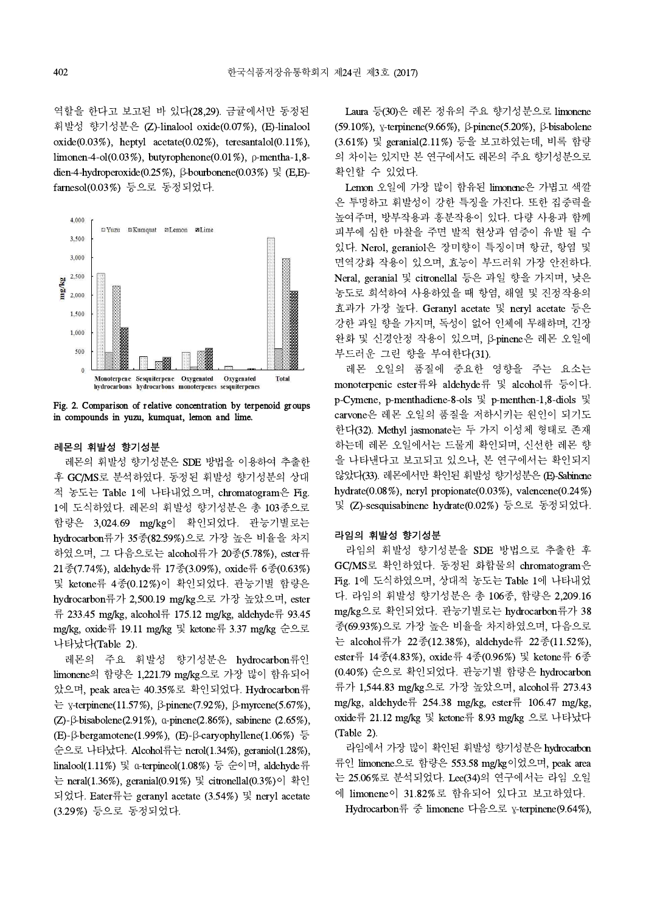역할을 한다고 보고된 바 있다(28,29). 금귤에서만 동정된 휘발성 향기성분은 (Z)-linalool oxide(0.07%), (E)-linalool oxide(0.03%), heptyl acetate(0.02%), teresantalol(0.11%), limonen-4-ol(0.03%), butyrophenone(0.01%), ρ-mentha-1,8-dien-4-hydroperoxide(0.25%), β-bourbonene(0.03%) 및 (E,E)-farnesol(0.03%) 등으로 동정되었다.

Fig. 2. Comparison of relative concentration by terpenoid groups in compounds in yuzu, kumquat, lemon and lime.

### 레몬의 휘발성 향기성분

레몬의 휘발성 향기성분은 SDE 방법을 이용하여 추출한 후 GC/MS로 분석하였다. 동정된 휘발성 향기성분의 상대적 농도는 Table 1에 나타내었으며, chromatogram은 Fig. 1에 도시하였다. 레몬의 휘발성 향기성분은 총 103종으로 함량은 3,024.69 mg/kg이 확인되었다. 관능기별로는 hydrocarbon류가 35종(82.59%)으로 가장 높은 비율을 차지하였으며, 그 다음으로는 alcohol류가 20종(5.78%), ester류 21종(7.74%), aldehyde류 17종(3.09%), oxide류 6종(0.63%) 및 ketone류 4종(0.12%)이 확인되었다. 관능기별 함량은 hydrocarbon류가 2,500.19 mg/kg으로 가장 높았으며, ester류 233.45 mg/kg, alcohol류 175.12 mg/kg, aldehyde류 93.45 mg/kg, oxide류 19.11 mg/kg 및 ketone류 3.37 mg/kg 순으로 나타났다(Table 2).

레몬의 주요 휘발성 향기성분은 hydrocarbon류인 limonene의 함량은 1,221.79 mg/kg으로 가장 많이 함유되어 있었으며, peak area는 40.35%로 확인되었다. Hydrocarbon류는 γ-terpinene(11.57%), β-pinene(7.92%), β-myrcene(5.67%), (Z)-β-bisabolene(2.91%), α-pinene(2.86%), sabinene (2.65%), (E)-β-bergamotene(1.99%), (E)-β-caryophyllene(1.06%) 등 순으로 나타났다. Alcohol류는 nerol(1.34%), geraniol(1.28%), linalool(1.11%) 및 α-terpineol(1.08%) 등 순이며, aldehyde류는 neral(1.36%), geranial(0.91%) 및 citronellal(0.3%)이 확인되었다. Eater류는 geranyl acetate (3.54%) 및 neryl acetate (3.29%) 등으로 동정되었다.

Laura 등(30)은 레몬 정유의 주요 향기성분으로 limonene (59.10%), γ-terpinene(9.66%), β-pinene(5.20%), β-bisabolene (3.61%) 및 geranial(2.11%) 등을 보고하였는데, 비록 함량의 차이는 있지만 본 연구에서도 레몬의 주요 향기성분으로 확인할 수 있었다.

Lemon 오일에 가장 많이 함유된 limonene은 가볍고 색깔은 투명하고 휘발성이 강한 특징을 가진다. 또한 집중력을 높여주며, 방부작용과 흥분작용이 있다. 다량 사용과 함께 피부에 심한 마찰을 주면 발적 현상과 염증이 유발 될 수 있다. Nerol, geraniol은 장미향이 특징이며 항균, 항염 및 면역강화 작용이 있으며, 효능이 부드러워 가장 안전하다. Neral, geranial 및 citronellal 등은 과일 향을 가지며, 낮은 농도로 희석하여 사용하였을 때 항염, 해열 및 진정작용의 효과가 가장 높다. Geranyl acetate 및 neryl acetate 등은 강한 과일 향을 가지며, 독성이 없어 인체에 무해하며, 긴장 완화 및 신경안정 작용이 있으며, β-pinene은 레몬 오일에 부드러운 그린 향을 부여한다(31).

레몬 오일의 품질에 중요한 영향을 주는 요소는 monoterpenic ester류와 aldehyde류 및 alcohol류 등이다. p-Cymene, p-menthadiene-8-ols 및 p-menthen-1,8-diols 및 carvone은 레몬 오일의 품질을 저하시키는 원인이 되기도 한다(32). Methyl jasmonate는 두 가지 이성체 형태로 존재하는데 레몬 오일에서는 드물게 확인되며, 신선한 레몬 향을 나타낸다고 보고되고 있으나, 본 연구에서는 확인되지 않았다(33). 레몬에서만 확인된 휘발성 향기성분은 (E)-Sabinene hydrate(0.08%), neryl propionate(0.03%), valencene(0.24%) 및 (Z)-sesquisabinene hydrate(0.02%) 등으로 동정되었다.

### 라임의 휘발성 향기성분

라임의 휘발성 향기성분을 SDE 방법으로 추출한 후 GC/MS로 확인하였다. 동정된 화합물의 chromatogram은 Fig. 1에 도시하였으며, 상대적 농도는 Table 1에 나타내었다. 라임의 휘발성 향기성분은 총 106종, 함량은 2,209.16 mg/kg으로 확인되었다. 관능기별로는 hydrocarbon류가 38종(69.93%)으로 가장 높은 비율을 차지하였으며, 다음으로는 alcohol류가 22종(12.38%), aldehyde류 22종(11.52%), ester류 14종(4.83%), oxide류 4종(0.96%) 및 ketone류 6종(0.40%) 순으로 확인되었다. 관능기별 함량은 hydrocarbon류가 1,544.83 mg/kg으로 가장 높았으며, alcohol류 273.43 mg/kg, aldehyde류 254.38 mg/kg, ester류 106.47 mg/kg, oxide류 21.12 mg/kg 및 ketone류 8.93 mg/kg 으로 나타났다 (Table 2).

라임에서 가장 많이 확인된 휘발성 향기성분은 hydrocarbon류인 limonene으로 함량은 553.58 mg/kg이었으며, peak area는 25.06%로 분석되었다. Lee(34)의 연구에서는 라임 오일에 limonene이 31.82%로 함유되어 있다고 보고하였다.

Hydrocarbon류 중 limonene 다음으로 γ-terpinene(9.64%),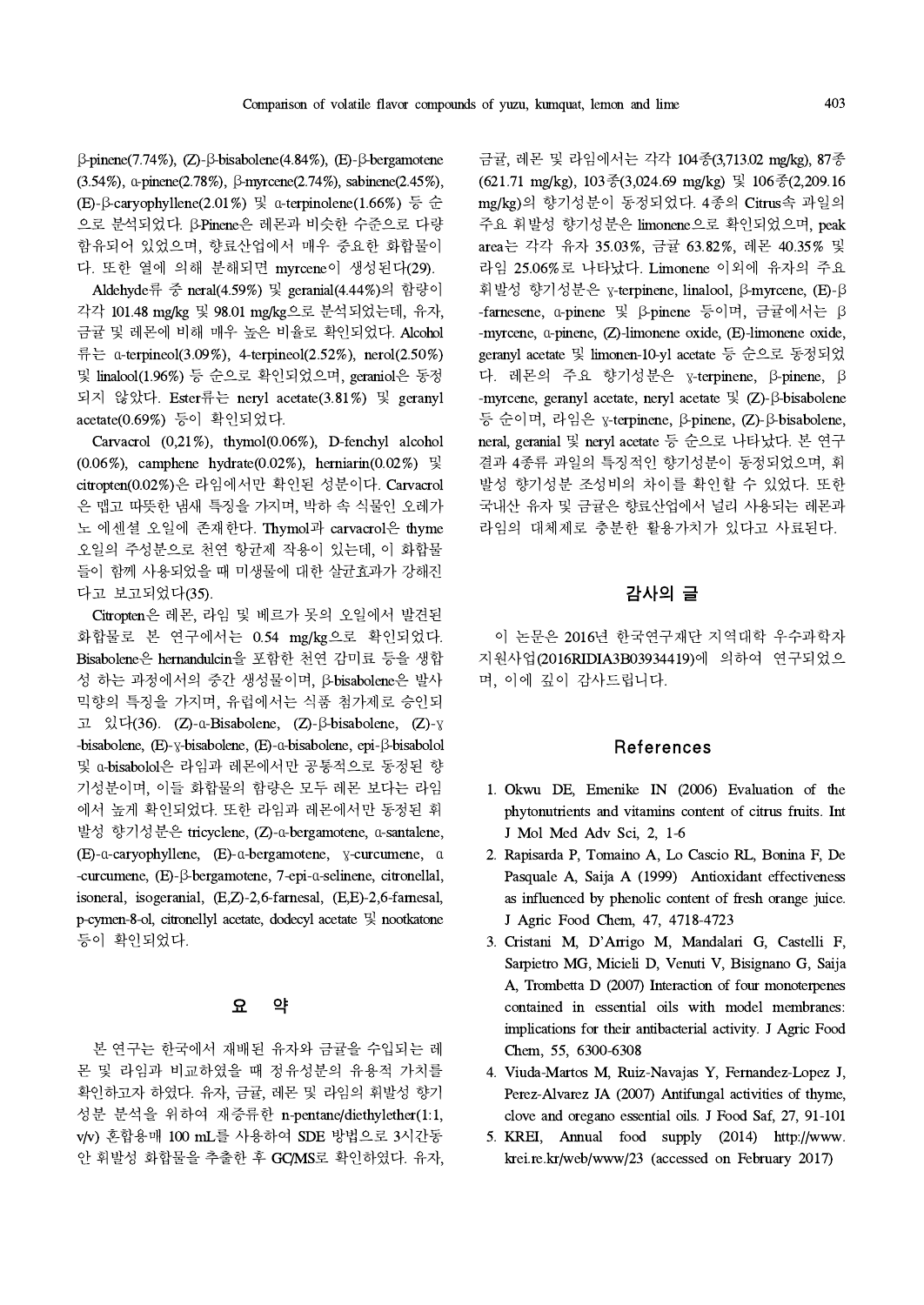β-pinene(7.74%), (Z)-β-bisabolene(4.84%), (E)-β-bergamotene (3.54%), α-pinene(2.78%), β-myrcene(2.74%), sabinene(2.45%), (E)-β-caryophyllene(2.01%) 및 α-terpinolene(1.66%) 등 순으로 분석되었다. β-Pinene은 레몬과 비슷한 수준으로 다량 함유되어 있었으며, 향료산업에서 매우 중요한 화합물이다. 또한 열에 의해 분해되면 myrcene이 생성된다(29).

Aldehyde류 중 neral(4.59%) 및 geranial(4.44%)의 함량이 각각 101.48 mg/kg 및 98.01 mg/kg으로 분석되었는데, 유자, 금귤 및 레몬에 비해 매우 높은 비율로 확인되었다. Alcohol류는 α-terpineol(3.09%), 4-terpineol(2.52%), nerol(2.50%) 및 linalool(1.96%) 등 순으로 확인되었으며, geraniol은 동정되지 않았다. Ester류는 neryl acetate(3.81%) 및 geranyl acetate(0.69%) 등이 확인되었다.

Carvacrol (0,21%), thymol(0.06%), D-fenchyl alcohol (0.06%), camphene hydrate(0.02%), herniarin(0.02%) 및 citropten(0.02%)은 라임에서만 확인된 성분이다. Carvacrol은 맵고 따뜻한 냄새 특징을 가지며, 박하 속 식물인 오레가노 에센셜 오일에 존재한다. Thymol과 carvacrol은 thyme 오일의 주성분으로 천연 항균제 작용이 있는데, 이 화합물들이 함께 사용되었을 때 미생물에 대한 살균효과가 강해진다고 보고되었다(35).

Citropten은 레몬, 라임 및 베르가 못의 오일에서 발견된 화합물로 본 연구에서는 0.54 mg/kg으로 확인되었다. Bisabolene은 hernandulcin을 포함한 천연 감미료 등을 생합성 하는 과정에서의 중간 생성물이며, β-bisabolene은 발사믹향의 특징을 가지며, 유럽에서는 식품 첨가제로 승인되고 있다(36). (Z)-α-Bisabolene, (Z)-β-bisabolene, (Z)-γ-bisabolene, (E)-γ-bisabolene, (E)-α-bisabolene, epi-β-bisabolol 및 α-bisabolol은 라임과 레몬에서만 공통적으로 동정된 향기성분이며, 이들 화합물의 함량은 모두 레몬 보다는 라임에서 높게 확인되었다. 또한 라임과 레몬에서만 동정된 휘발성 향기성분은 tricyclene, (Z)-α-bergamotene, α-santalene, (E)-α-caryophyllene, (E)-α-bergamotene, γ-curcumene, α-curcumene, (E)-β-bergamotene, 7-epi-α-selinene, citronellal, isoneral, isogeranial, (E,Z)-2,6-farnesal, (E,E)-2,6-farnesal, p-cymen-8-ol, citronellyl acetate, dodecyl acetate 및 nootkatone 등이 확인되었다.

## 요 약

본 연구는 한국에서 재배된 유자와 금귤을 수입되는 레몬 및 라임과 비교하였을 때 정유성분의 유용적 가치를 확인하고자 하였다. 유자, 금귤, 레몬 및 라임의 휘발성 향기성분 분석을 위하여 재증류한 n-pentane/diethylether(1:1, v/v) 혼합용매 100 mL를 사용하여 SDE 방법으로 3시간동안 휘발성 화합물을 추출한 후 GC/MS로 확인하였다. 유자, 금귤, 레몬 및 라임에서는 각각 104종(3,713.02 mg/kg), 87종(621.71 mg/kg), 103종(3,024.69 mg/kg) 및 106종(2,209.16 mg/kg)의 향기성분이 동정되었다. 4종의 Citrus속 과일의 주요 휘발성 향기성분은 limonene으로 확인되었으며, peak area는 각각 유자 35.03%, 금귤 63.82%, 레몬 40.35% 및 라임 25.06%로 나타났다. Limonene 이외에 유자의 주요 휘발성 향기성분은 γ-terpinene, linalool, β-myrcene, (E)-β-farnesene, α-pinene 및 β-pinene 등이며, 금귤에서는 β-myrcene, α-pinene, (Z)-limonene oxide, (E)-limonene oxide, geranyl acetate 및 limonen-10-yl acetate 등 순으로 동정되었다. 레몬의 주요 향기성분은 γ-terpinene, β-pinene, β-myrcene, geranyl acetate, neryl acetate 및 (Z)-β-bisabolene 등 순이며, 라임은 γ-terpinene, β-pinene, (Z)-β-bisabolene, neral, geranial 및 neryl acetate 등 순으로 나타났다. 본 연구결과 4종류 과일의 특징적인 향기성분이 동정되었으며, 휘발성 향기성분 조성비의 차이를 확인할 수 있었다. 또한 국내산 유자 및 금귤은 향료산업에서 널리 사용되는 레몬과 라임의 대체제로 충분한 활용가치가 있다고 사료된다.

## 감사의 글

이 논문은 2016년 한국연구재단 지역대학 우수과학자 지원사업(2016RIDIA3B03934419)에 의하여 연구되었으며, 이에 깊이 감사드립니다.

## References

1. Okwu DE, Emenike IN (2006) Evaluation of the phytonutrients and vitamins content of citrus fruits. Int J Mol Med Adv Sci, 2, 1-6
2. Rapisarda P, Tomaino A, Lo Cascio RL, Bonina F, De Pasquale A, Saija A (1999) Antioxidant effectiveness as influenced by phenolic content of fresh orange juice. J Agric Food Chem, 47, 4718-4723
3. Cristani M, D'Arrigo M, Mandalari G, Castelli F, Sarpietro MG, Micieli D, Venuti V, Bisignano G, Saija A, Trombetta D (2007) Interaction of four monoterpenes contained in essential oils with model membranes: implications for their antibacterial activity. J Agric Food Chem, 55, 6300-6308
4. Viuda-Martos M, Ruiz-Navajas Y, Fernandez-Lopez J, Perez-Alvarez JA (2007) Antifungal activities of thyme, clove and oregano essential oils. J Food Saf, 27, 91-101
5. KREI, Annual food supply (2014) http://www.krei.re.kr/web/www/23 (accessed on February 2017)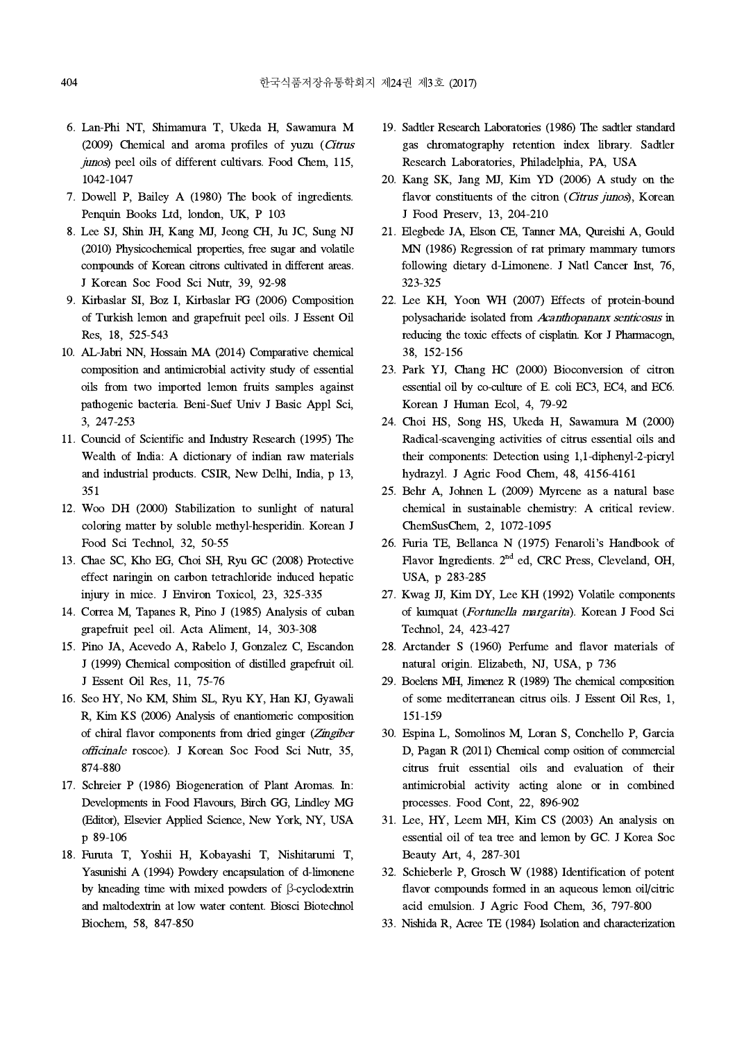6. Lan-Phi NT, Shimamura T, Ukeda H, Sawamura M (2009) Chemical and aroma profiles of yuzu (*Citrus junos*) peel oils of different cultivars. Food Chem, 115, 1042-1047
7. Dowell P, Bailey A (1980) The book of ingredients. Penquin Books Ltd, london, UK, P 103
8. Lee SJ, Shin JH, Kang MJ, Jeong CH, Ju JC, Sung NJ (2010) Physicochemical properties, free sugar and volatile compounds of Korean citrons cultivated in different areas. J Korean Soc Food Sci Nutr, 39, 92-98
9. Kirbaslar SI, Boz I, Kirbaslar FG (2006) Composition of Turkish lemon and grapefruit peel oils. J Essent Oil Res, 18, 525-543
10. AL-Jabri NN, Hossain MA (2014) Comparative chemical composition and antimicrobial activity study of essential oils from two imported lemon fruits samples against pathogenic bacteria. Beni-Suef Univ J Basic Appl Sci, 3, 247-253
11. Councid of Scientific and Industry Research (1995) The Wealth of India: A dictionary of indian raw materials and industrial products. CSIR, New Delhi, India, p 13, 351
12. Woo DH (2000) Stabilization to sunlight of natural coloring matter by soluble methyl-hesperidin. Korean J Food Sci Technol, 32, 50-55
13. Chae SC, Kho EG, Choi SH, Ryu GC (2008) Protective effect naringin on carbon tetrachloride induced hepatic injury in mice. J Environ Toxicol, 23, 325-335
14. Correa M, Tapanes R, Pino J (1985) Analysis of cuban grapefruit peel oil. Acta Aliment, 14, 303-308
15. Pino JA, Acevedo A, Rabelo J, Gonzalez C, Escandon J (1999) Chemical composition of distilled grapefruit oil. J Essent Oil Res, 11, 75-76
16. Seo HY, No KM, Shim SL, Ryu KY, Han KJ, Gyawali R, Kim KS (2006) Analysis of enantiomeric composition of chiral flavor components from dried ginger (*Zingiber officinale* roscoe). J Korean Soc Food Sci Nutr, 35, 874-880
17. Schreier P (1986) Biogeneration of Plant Aromas. In: Developments in Food Flavours, Birch GG, Lindley MG (Editor), Elsevier Applied Science, New York, NY, USA p 89-106
18. Furuta T, Yoshii H, Kobayashi T, Nishitarumi T, Yasunishi A (1994) Powdery encapsulation of d-limonene by kneading time with mixed powders of β-cyclodextrin and maltodextrin at low water content. Biosci Biotechnol Biochem, 58, 847-850
19. Sadtler Research Laboratories (1986) The sadtler standard gas chromatography retention index library. Sadtler Research Laboratories, Philadelphia, PA, USA
20. Kang SK, Jang MJ, Kim YD (2006) A study on the flavor constituents of the citron (*Citrus junos*), Korean J Food Preserv, 13, 204-210
21. Elegbede JA, Elson CE, Tanner MA, Qureishi A, Gould MN (1986) Regression of rat primary mammary tumors following dietary d-Limonene. J Natl Cancer Inst, 76, 323-325
22. Lee KH, Yoon WH (2007) Effects of protein-bound polysacharide isolated from *Acanthopananx senticosus* in reducing the toxic effects of cisplatin. Kor J Pharmacogn, 38, 152-156
23. Park YJ, Chang HC (2000) Bioconversion of citron essential oil by co-culture of E. coli EC3, EC4, and EC6. Korean J Human Ecol, 4, 79-92
24. Choi HS, Song HS, Ukeda H, Sawamura M (2000) Radical-scavenging activities of citrus essential oils and their components: Detection using 1,1-diphenyl-2-picryl hydrazyl. J Agric Food Chem, 48, 4156-4161
25. Behr A, Johnen L (2009) Myrcene as a natural base chemical in sustainable chemistry: A critical review. ChemSusChem, 2, 1072-1095
26. Furia TE, Bellanca N (1975) Fenaroli's Handbook of Flavor Ingredients. 2nd ed, CRC Press, Cleveland, OH, USA, p 283-285
27. Kwag JJ, Kim DY, Lee KH (1992) Volatile components of kumquat (*Fortunella margarita*). Korean J Food Sci Technol, 24, 423-427
28. Arctander S (1960) Perfume and flavor materials of natural origin. Elizabeth, NJ, USA, p 736
29. Boelens MH, Jimenez R (1989) The chemical composition of some mediterranean citrus oils. J Essent Oil Res, 1, 151-159
30. Espina L, Somolinos M, Loran S, Conchello P, Garcia D, Pagan R (2011) Chemical comp osition of commercial citrus fruit essential oils and evaluation of their antimicrobial activity acting alone or in combined processes. Food Cont, 22, 896-902
31. Lee, HY, Leem MH, Kim CS (2003) An analysis on essential oil of tea tree and lemon by GC. J Korea Soc Beauty Art, 4, 287-301
32. Schieberle P, Grosch W (1988) Identification of potent flavor compounds formed in an aqueous lemon oil/citric acid emulsion. J Agric Food Chem, 36, 797-800
33. Nishida R, Acree TE (1984) Isolation and characterization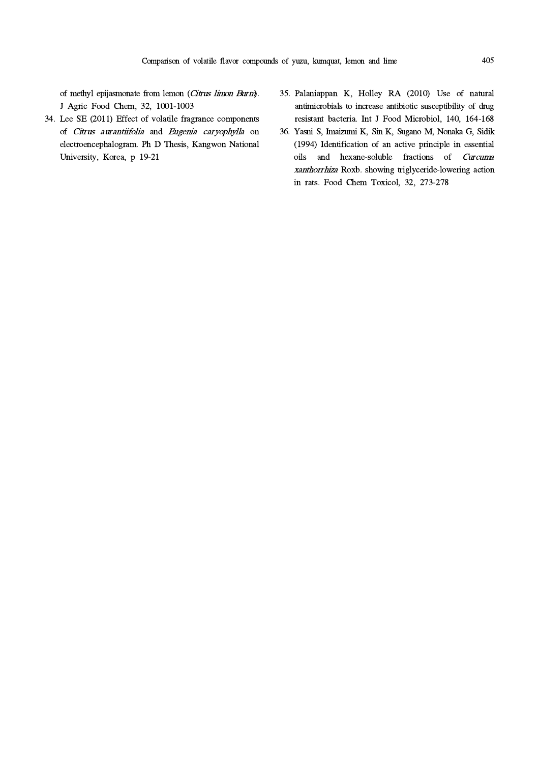of methyl epijasmonate from lemon (*Citrus limon Burm*). J Agric Food Chem, 32, 1001-1003

34. Lee SE (2011) Effect of volatile fragrance components of *Citrus aurantiifolia* and *Eugenia caryophylla* on electroencephalogram. Ph D Thesis, Kangwon National University, Korea, p 19-21

35. Palaniappan K, Holley RA (2010) Use of natural antimicrobials to increase antibiotic susceptibility of drug resistant bacteria. Int J Food Microbiol, 140, 164-168

36. Yasni S, Imaizumi K, Sin K, Sugano M, Nonaka G, Sidik (1994) Identification of an active principle in essential oils and hexane-soluble fractions of *Curcuma xanthorrhiza* Roxb. showing triglyceride-lowering action in rats. Food Chem Toxicol, 32, 273-278